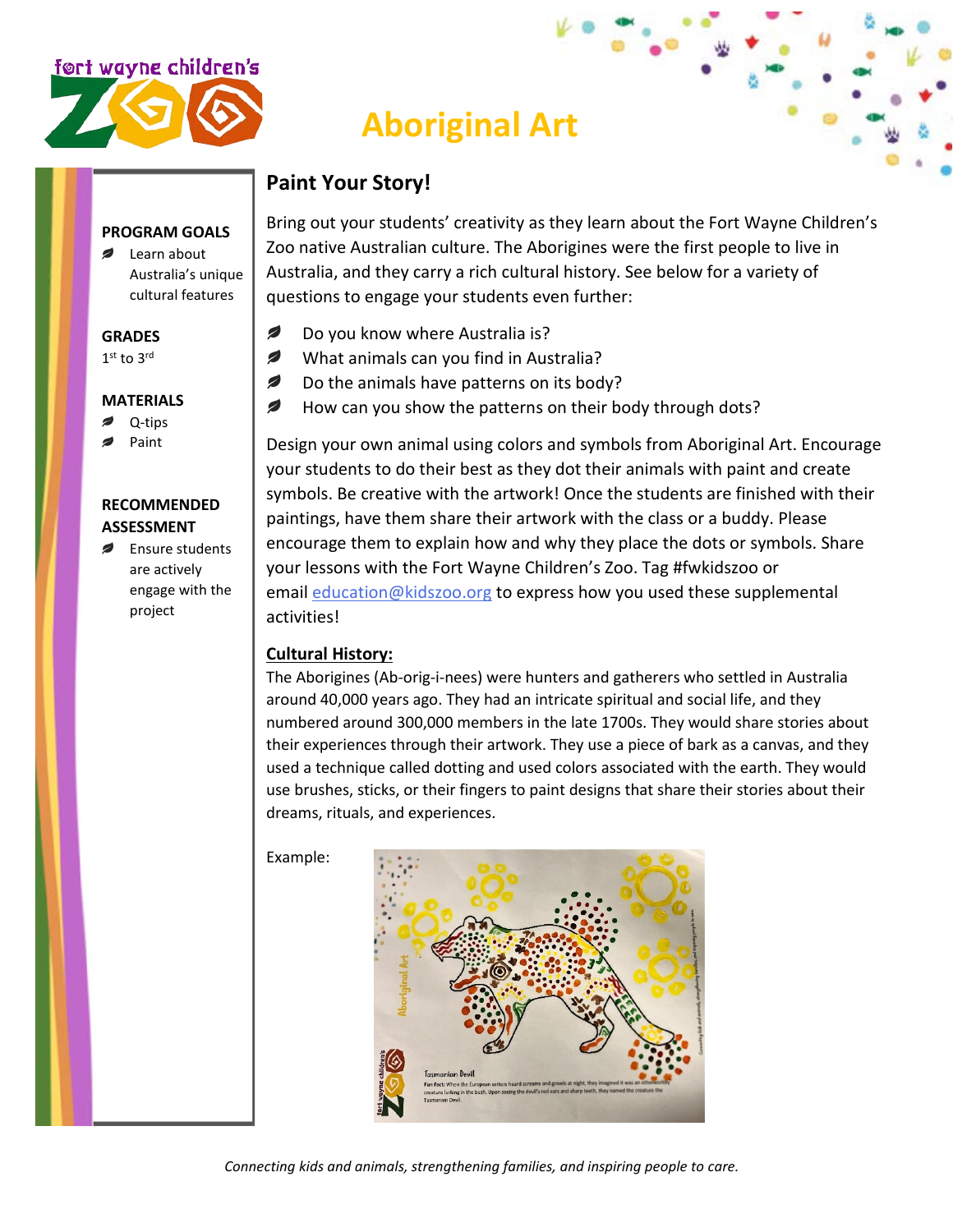# Aboriginal Art

**PROGRAM GOALS**

- Learn about Australia's unique cultural features

**GRADES**

1st to 3rd

**MATERIALS**

- Q-tips
- Paint

**RECOMMENDED ASSESSMENT**

- Ensure students are actively engage with the project

## Paint Your Story!

Bring out your students' creativity as they learn about the Fort Wayne Children's Zoo native Australian culture. The Aborigines were the first people to live in Australia, and they carry a rich cultural history. See below for a variety of questions to engage your students even further:

- Do you know where Australia is?
- What animals can you find in Australia?
- Do the animals have patterns on its body?
- How can you show the patterns on their body through dots?

Design your own animal using colors and symbols from Aboriginal Art. Encourage your students to do their best as they dot their animals with paint and create symbols. Be creative with the artwork! Once the students are finished with their paintings, have them share their artwork with the class or a buddy. Please encourage them to explain how and why they place the dots or symbols. Share your lessons with the Fort Wayne Children's Zoo. Tag #fwkidszoo or email education@kidszoo.org to express how you used these supplemental activities!

**Cultural History:**

The Aborigines (Ab-orig-i-nees) were hunters and gatherers who settled in Australia around 40,000 years ago. They had an intricate spiritual and social life, and they numbered around 300,000 members in the late 1700s. They would share stories about their experiences through their artwork. They use a piece of bark as a canvas, and they used a technique called dotting and used colors associated with the earth. They would use brushes, sticks, or their fingers to paint designs that share their stories about their dreams, rituals, and experiences.

Example:

*Connecting kids and animals, strengthening families, and inspiring people to care.*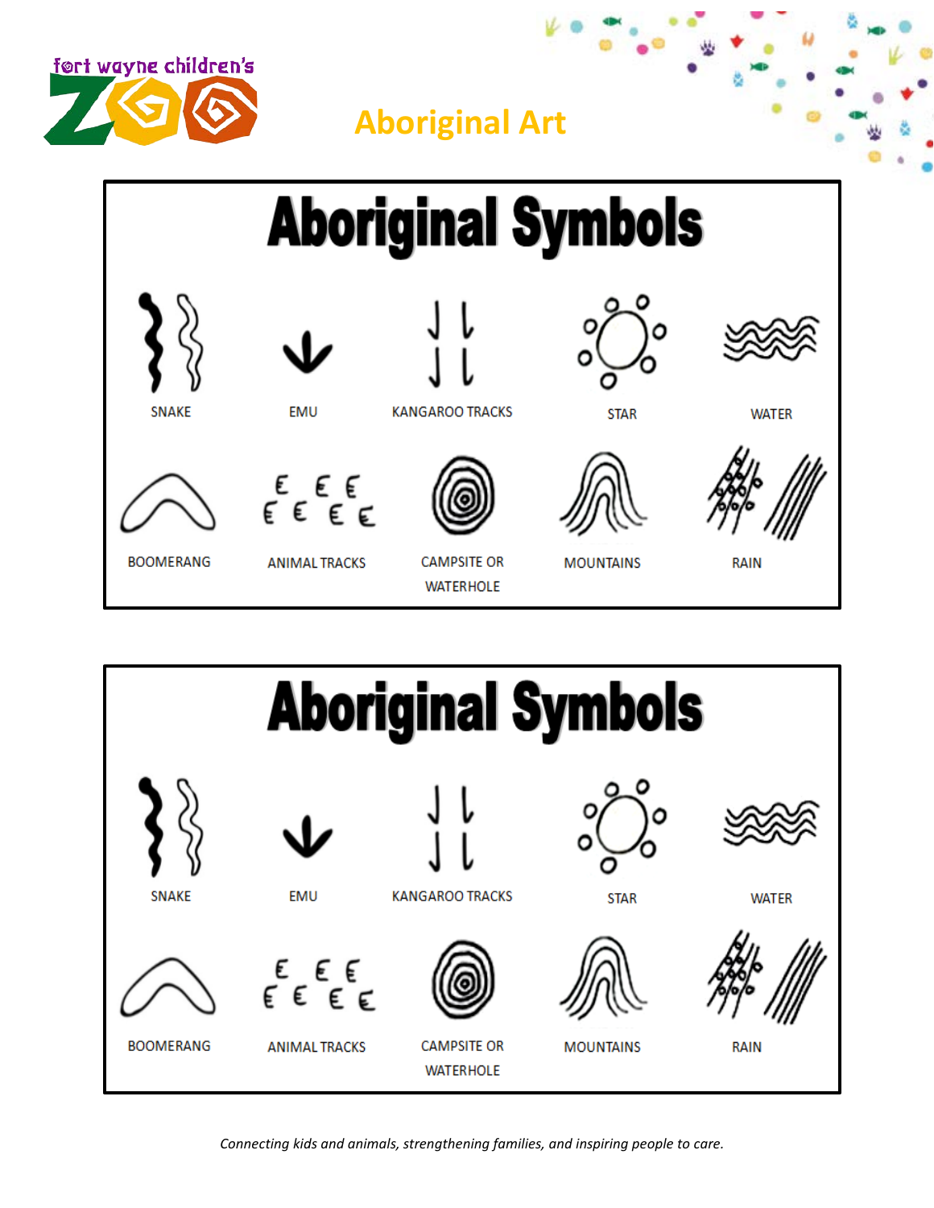# Aboriginal Art

## Aboriginal Symbols

SNAKE

EMU

KANGAROO TRACKS

STAR

WATER

BOOMERANG

ANIMAL TRACKS

CAMPSITE OR WATERHOLE

MOUNTAINS

RAIN

## Aboriginal Symbols

SNAKE

EMU

KANGAROO TRACKS

STAR

WATER

BOOMERANG

ANIMAL TRACKS

CAMPSITE OR WATERHOLE

MOUNTAINS

RAIN

*Connecting kids and animals, strengthening families, and inspiring people to care.*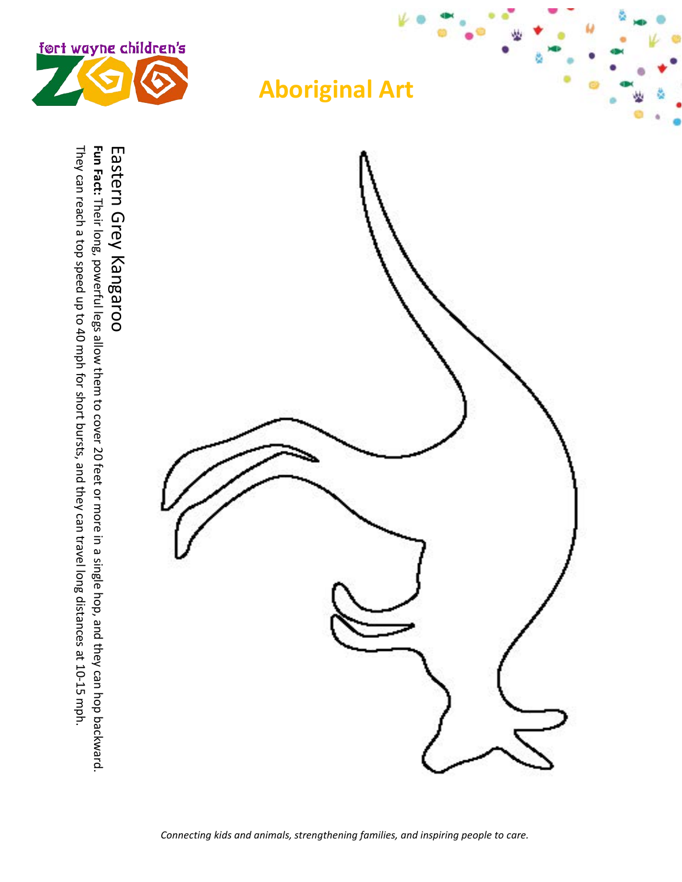# Aboriginal Art

## Eastern Grey Kangaroo

**Fun Fact:** Their long, powerful legs allow them to cover 20 feet or more in a single hop, and they can hop backward. They can reach a top speed up to 40 mph for short bursts, and they can travel long distances at 10-15 mph.

*Connecting kids and animals, strengthening families, and inspiring people to care.*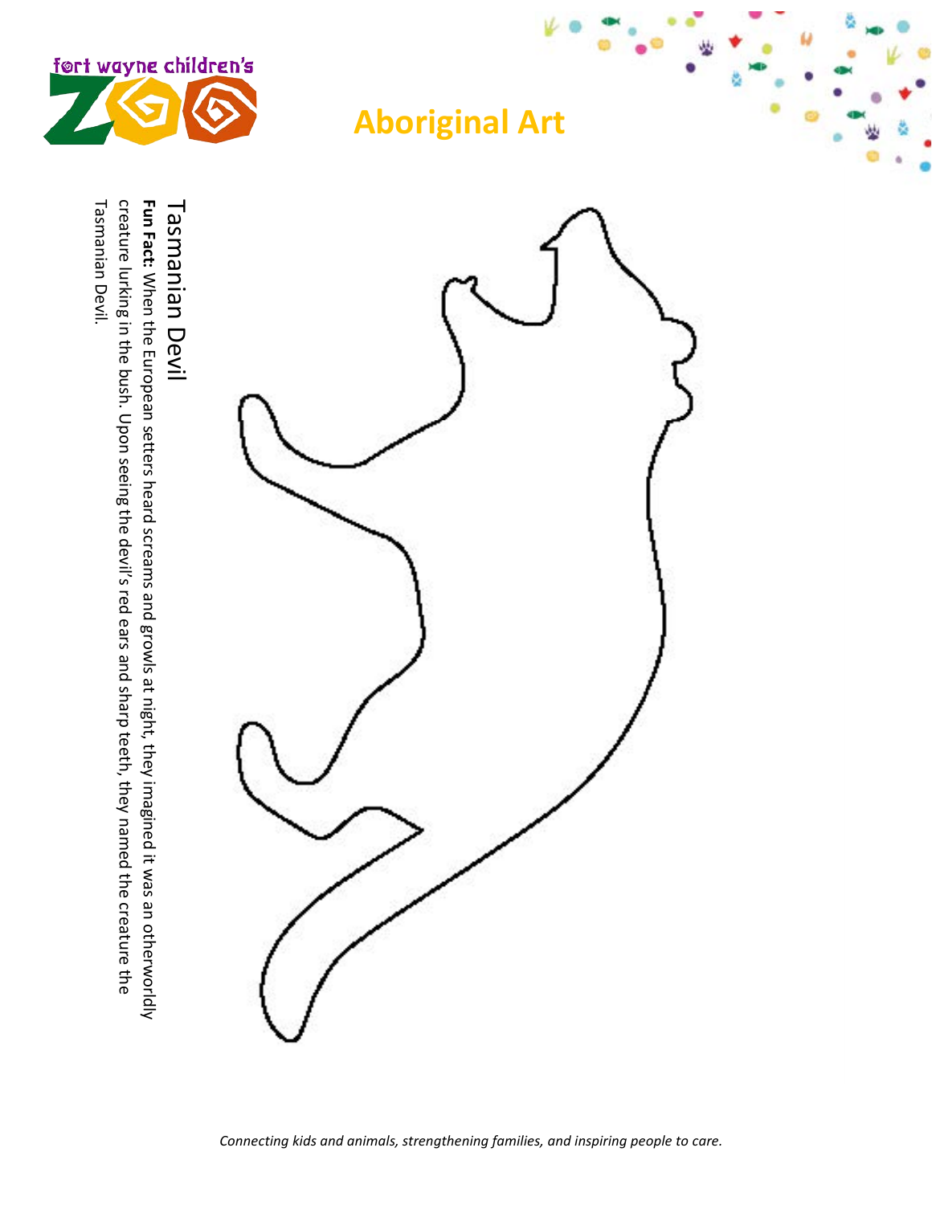fort wayne children's ZOO

# Aboriginal Art

## Tasmanian Devil

**Fun Fact:** When the European setters heard screams and growls at night, they imagined it was an otherworldly creature lurking in the bush. Upon seeing the devil's red ears and sharp teeth, they named the creature the Tasmanian Devil.

*Connecting kids and animals, strengthening families, and inspiring people to care.*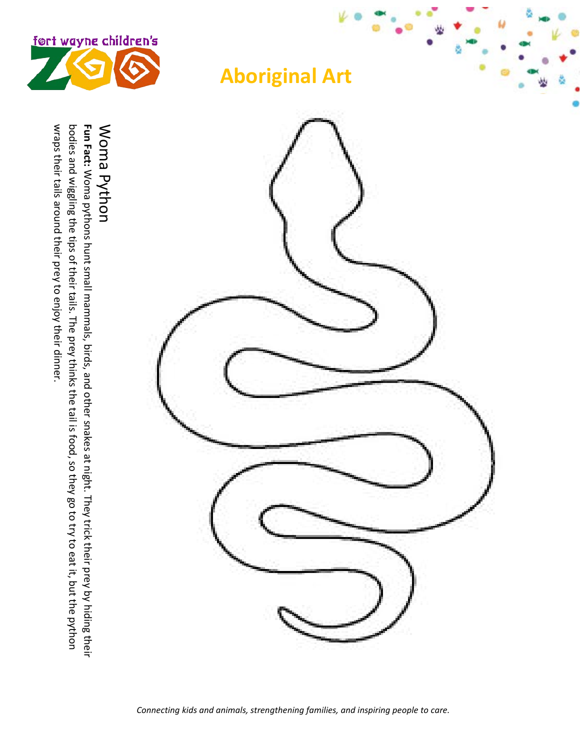# Aboriginal Art

## Woma Python

**Fun Fact:** Woma pythons hunt small mammals, birds, and other snakes at night. They trick their prey by hiding their bodies and wiggling the tips of their tails. The prey thinks the tail is food, so they go to try to eat it, but the python wraps their tails around their prey to enjoy their dinner.

*Connecting kids and animals, strengthening families, and inspiring people to care.*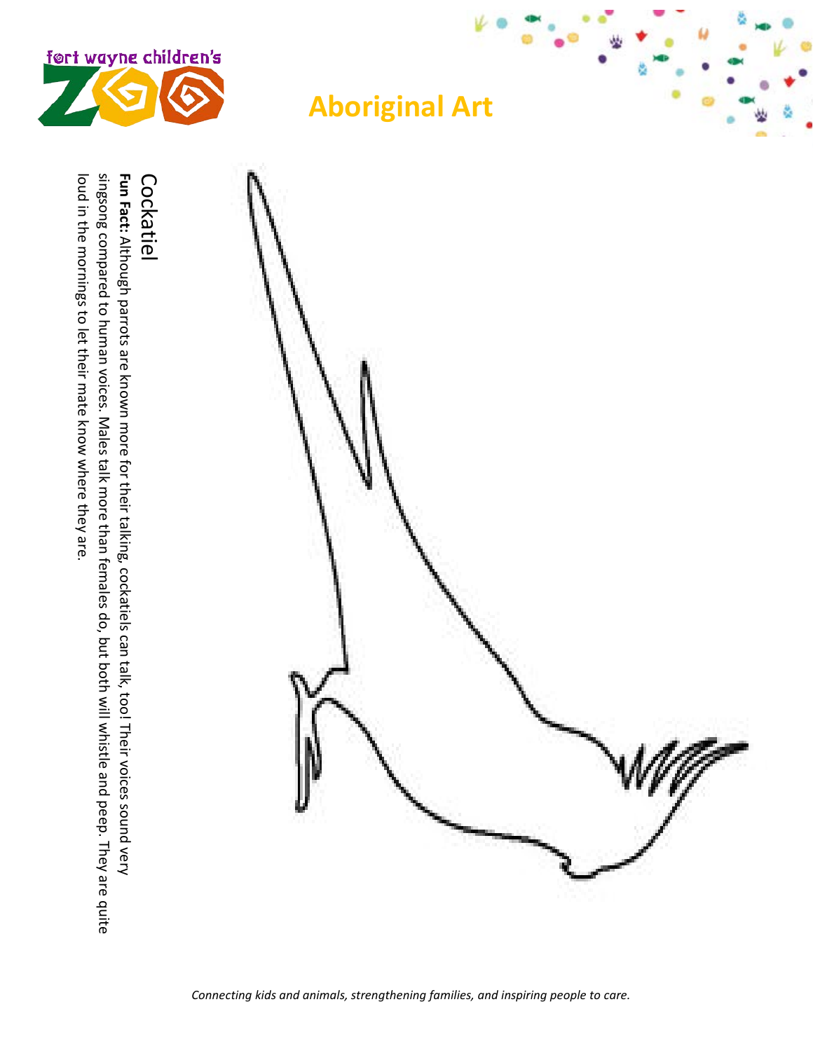# Aboriginal Art

## Cockatiel

**Fun Fact:** Although parrots are known more for their talking, cockatiels can talk, too! Their voices sound very singsong compared to human voices. Males talk more than females do, but both will whistle and peep. They are quite loud in the mornings to let their mate know where they are.

*Connecting kids and animals, strengthening families, and inspiring people to care.*